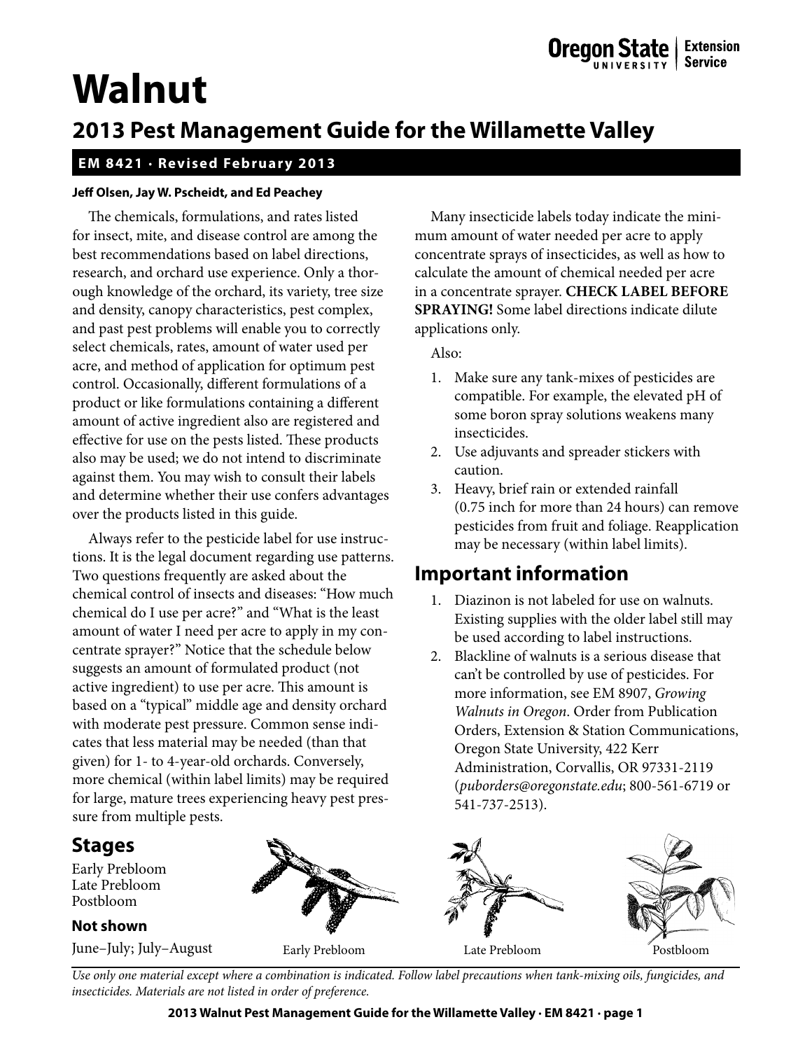# Walnut

## 2013 Pest Management Guide for the Willamette Valley

**EM 8421 · Revised February 2013**

**Jeff Olsen, Jay W. Pscheidt, and Ed Peachey**

The chemicals, formulations, and rates listed for insect, mite, and disease control are among the best recommendations based on label directions, research, and orchard use experience. Only a thorough knowledge of the orchard, its variety, tree size and density, canopy characteristics, pest complex, and past pest problems will enable you to correctly select chemicals, rates, amount of water used per acre, and method of application for optimum pest control. Occasionally, different formulations of a product or like formulations containing a different amount of active ingredient also are registered and effective for use on the pests listed. These products also may be used; we do not intend to discriminate against them. You may wish to consult their labels and determine whether their use confers advantages over the products listed in this guide.

Always refer to the pesticide label for use instructions. It is the legal document regarding use patterns. Two questions frequently are asked about the chemical control of insects and diseases: "How much chemical do I use per acre?" and "What is the least amount of water I need per acre to apply in my concentrate sprayer?" Notice that the schedule below suggests an amount of formulated product (not active ingredient) to use per acre. This amount is based on a "typical" middle age and density orchard with moderate pest pressure. Common sense indicates that less material may be needed (than that given) for 1- to 4-year-old orchards. Conversely, more chemical (within label limits) may be required for large, mature trees experiencing heavy pest pressure from multiple pests.

Many insecticide labels today indicate the minimum amount of water needed per acre to apply concentrate sprays of insecticides, as well as how to calculate the amount of chemical needed per acre in a concentrate sprayer. **CHECK LABEL BEFORE SPRAYING!** Some label directions indicate dilute applications only.

Also:

1. Make sure any tank-mixes of pesticides are compatible. For example, the elevated pH of some boron spray solutions weakens many insecticides.
2. Use adjuvants and spreader stickers with caution.
3. Heavy, brief rain or extended rainfall (0.75 inch for more than 24 hours) can remove pesticides from fruit and foliage. Reapplication may be necessary (within label limits).

## Important information

1. Diazinon is not labeled for use on walnuts. Existing supplies with the older label still may be used according to label instructions.
2. Blackline of walnuts is a serious disease that can't be controlled by use of pesticides. For more information, see EM 8907, *Growing Walnuts in Oregon*. Order from Publication Orders, Extension & Station Communications, Oregon State University, 422 Kerr Administration, Corvallis, OR 97331-2119 (*puborders@oregonstate.edu*; 800-561-6719 or 541-737-2513).

## Stages

Early Prebloom
Late Prebloom
Postbloom

### Not shown

June–July; July–August

Early Prebloom · Late Prebloom · Postbloom

*Use only one material except where a combination is indicated. Follow label precautions when tank-mixing oils, fungicides, and insecticides. Materials are not listed in order of preference.*